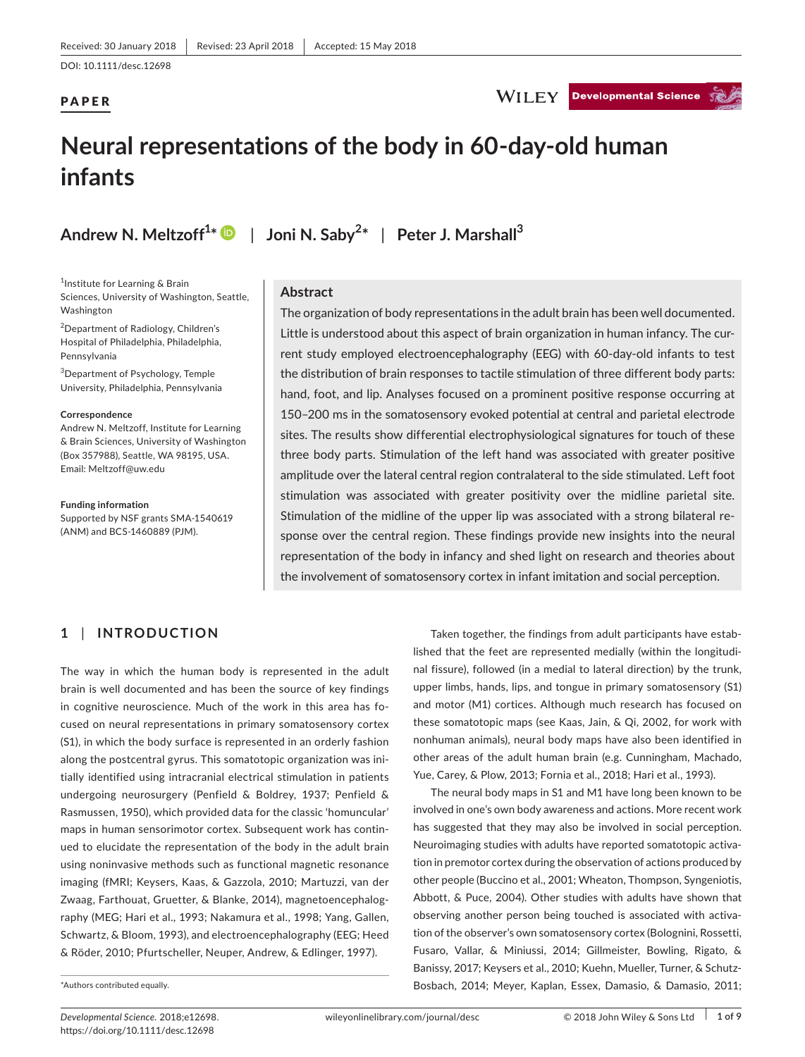Received: 30 January 2018 | Revised: 23 April 2018 | Accepted: 15 May 2018

DOI: 10.1111/desc.12698

**PAPER**

# Neural representations of the body in 60-day-old human infants

**Andrew N. Meltzoff**[1*] | **Joni N. Saby**[2*] | **Peter J. Marshall**[3]

[1]Institute for Learning & Brain Sciences, University of Washington, Seattle, Washington

[2]Department of Radiology, Children's Hospital of Philadelphia, Philadelphia, Pennsylvania

[3]Department of Psychology, Temple University, Philadelphia, Pennsylvania

**Correspondence**
Andrew N. Meltzoff, Institute for Learning & Brain Sciences, University of Washington (Box 357988), Seattle, WA 98195, USA.
Email: Meltzoff@uw.edu

**Funding information**
Supported by NSF grants SMA-1540619 (ANM) and BCS-1460889 (PJM).

## Abstract

The organization of body representations in the adult brain has been well documented. Little is understood about this aspect of brain organization in human infancy. The current study employed electroencephalography (EEG) with 60-day-old infants to test the distribution of brain responses to tactile stimulation of three different body parts: hand, foot, and lip. Analyses focused on a prominent positive response occurring at 150–200 ms in the somatosensory evoked potential at central and parietal electrode sites. The results show differential electrophysiological signatures for touch of these three body parts. Stimulation of the left hand was associated with greater positive amplitude over the lateral central region contralateral to the side stimulated. Left foot stimulation was associated with greater positivity over the midline parietal site. Stimulation of the midline of the upper lip was associated with a strong bilateral response over the central region. These findings provide new insights into the neural representation of the body in infancy and shed light on research and theories about the involvement of somatosensory cortex in infant imitation and social perception.

## 1 | INTRODUCTION

The way in which the human body is represented in the adult brain is well documented and has been the source of key findings in cognitive neuroscience. Much of the work in this area has focused on neural representations in primary somatosensory cortex (S1), in which the body surface is represented in an orderly fashion along the postcentral gyrus. This somatotopic organization was initially identified using intracranial electrical stimulation in patients undergoing neurosurgery (Penfield & Boldrey, 1937; Penfield & Rasmussen, 1950), which provided data for the classic 'homuncular' maps in human sensorimotor cortex. Subsequent work has continued to elucidate the representation of the body in the adult brain using noninvasive methods such as functional magnetic resonance imaging (fMRI; Keysers, Kaas, & Gazzola, 2010; Martuzzi, van der Zwaag, Farthouat, Gruetter, & Blanke, 2014), magnetoencephalography (MEG; Hari et al., 1993; Nakamura et al., 1998; Yang, Gallen, Schwartz, & Bloom, 1993), and electroencephalography (EEG; Heed & Röder, 2010; Pfurtscheller, Neuper, Andrew, & Edlinger, 1997).

Taken together, the findings from adult participants have established that the feet are represented medially (within the longitudinal fissure), followed (in a medial to lateral direction) by the trunk, upper limbs, hands, lips, and tongue in primary somatosensory (S1) and motor (M1) cortices. Although much research has focused on these somatotopic maps (see Kaas, Jain, & Qi, 2002, for work with nonhuman animals), neural body maps have also been identified in other areas of the adult human brain (e.g. Cunningham, Machado, Yue, Carey, & Plow, 2013; Fornia et al., 2018; Hari et al., 1993).

The neural body maps in S1 and M1 have long been known to be involved in one's own body awareness and actions. More recent work has suggested that they may also be involved in social perception. Neuroimaging studies with adults have reported somatotopic activation in premotor cortex during the observation of actions produced by other people (Buccino et al., 2001; Wheaton, Thompson, Syngeniotis, Abbott, & Puce, 2004). Other studies with adults have shown that observing another person being touched is associated with activation of the observer's own somatosensory cortex (Bolognini, Rossetti, Fusaro, Vallar, & Miniussi, 2014; Gillmeister, Bowling, Rigato, & Banissy, 2017; Keysers et al., 2010; Kuehn, Mueller, Turner, & Schutz-Bosbach, 2014; Meyer, Kaplan, Essex, Damasio, & Damasio, 2011;

*Authors contributed equally.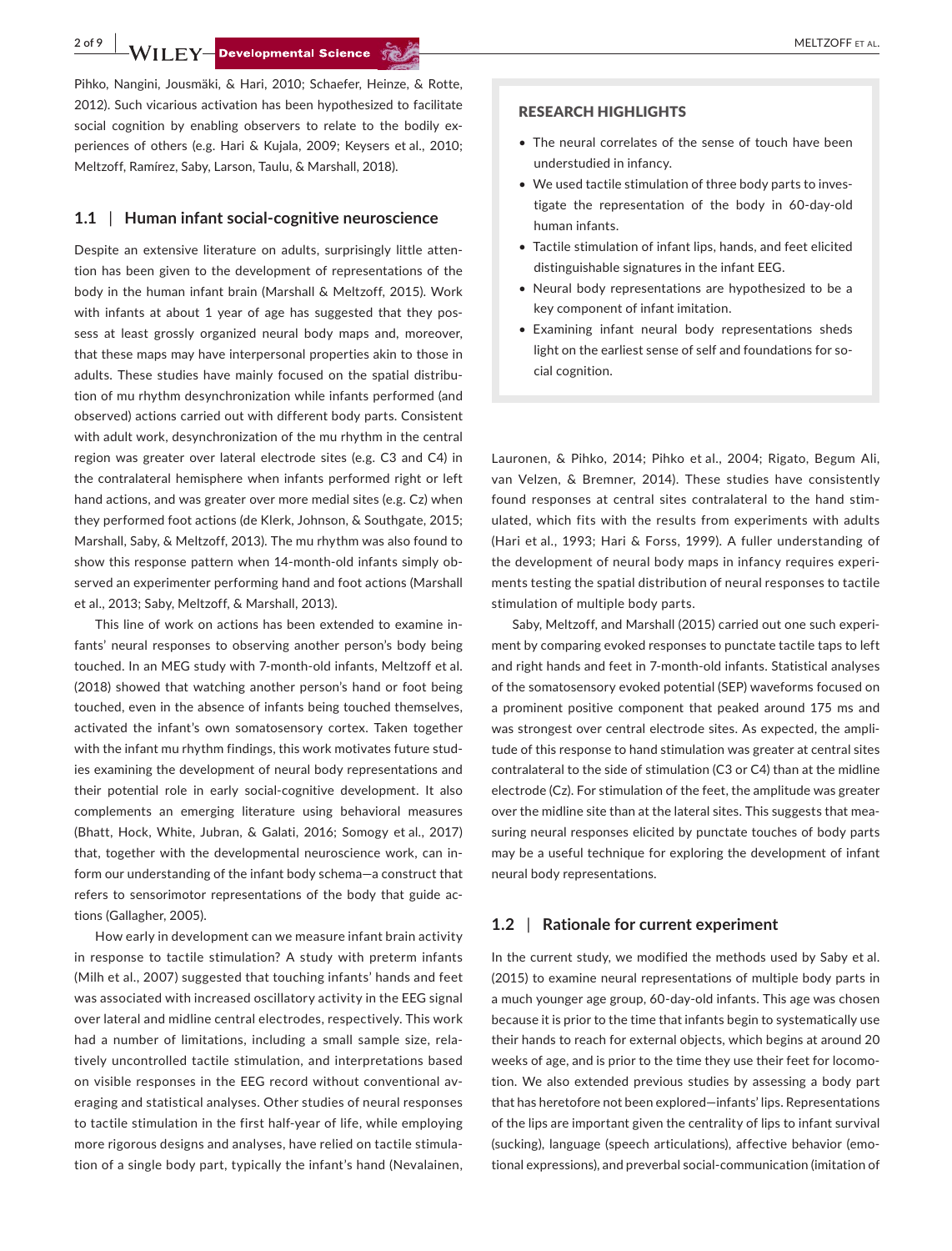Pihko, Nangini, Jousmäki, & Hari, 2010; Schaefer, Heinze, & Rotte, 2012). Such vicarious activation has been hypothesized to facilitate social cognition by enabling observers to relate to the bodily experiences of others (e.g. Hari & Kujala, 2009; Keysers et al., 2010; Meltzoff, Ramírez, Saby, Larson, Taulu, & Marshall, 2018).

## 1.1 | Human infant social-cognitive neuroscience

Despite an extensive literature on adults, surprisingly little attention has been given to the development of representations of the body in the human infant brain (Marshall & Meltzoff, 2015). Work with infants at about 1 year of age has suggested that they possess at least grossly organized neural body maps and, moreover, that these maps may have interpersonal properties akin to those in adults. These studies have mainly focused on the spatial distribution of mu rhythm desynchronization while infants performed (and observed) actions carried out with different body parts. Consistent with adult work, desynchronization of the mu rhythm in the central region was greater over lateral electrode sites (e.g. C3 and C4) in the contralateral hemisphere when infants performed right or left hand actions, and was greater over more medial sites (e.g. Cz) when they performed foot actions (de Klerk, Johnson, & Southgate, 2015; Marshall, Saby, & Meltzoff, 2013). The mu rhythm was also found to show this response pattern when 14-month-old infants simply observed an experimenter performing hand and foot actions (Marshall et al., 2013; Saby, Meltzoff, & Marshall, 2013).

This line of work on actions has been extended to examine infants' neural responses to observing another person's body being touched. In an MEG study with 7-month-old infants, Meltzoff et al. (2018) showed that watching another person's hand or foot being touched, even in the absence of infants being touched themselves, activated the infant's own somatosensory cortex. Taken together with the infant mu rhythm findings, this work motivates future studies examining the development of neural body representations and their potential role in early social-cognitive development. It also complements an emerging literature using behavioral measures (Bhatt, Hock, White, Jubran, & Galati, 2016; Somogy et al., 2017) that, together with the developmental neuroscience work, can inform our understanding of the infant body schema—a construct that refers to sensorimotor representations of the body that guide actions (Gallagher, 2005).

How early in development can we measure infant brain activity in response to tactile stimulation? A study with preterm infants (Milh et al., 2007) suggested that touching infants' hands and feet was associated with increased oscillatory activity in the EEG signal over lateral and midline central electrodes, respectively. This work had a number of limitations, including a small sample size, relatively uncontrolled tactile stimulation, and interpretations based on visible responses in the EEG record without conventional averaging and statistical analyses. Other studies of neural responses to tactile stimulation in the first half-year of life, while employing more rigorous designs and analyses, have relied on tactile stimulation of a single body part, typically the infant's hand (Nevalainen, Lauronen, & Pihko, 2014; Pihko et al., 2004; Rigato, Begum Ali, van Velzen, & Bremner, 2014). These studies have consistently found responses at central sites contralateral to the hand stimulated, which fits with the results from experiments with adults (Hari et al., 1993; Hari & Forss, 1999). A fuller understanding of the development of neural body maps in infancy requires experiments testing the spatial distribution of neural responses to tactile stimulation of multiple body parts.

Saby, Meltzoff, and Marshall (2015) carried out one such experiment by comparing evoked responses to punctate tactile taps to left and right hands and feet in 7-month-old infants. Statistical analyses of the somatosensory evoked potential (SEP) waveforms focused on a prominent positive component that peaked around 175 ms and was strongest over central electrode sites. As expected, the amplitude of this response to hand stimulation was greater at central sites contralateral to the side of stimulation (C3 or C4) than at the midline electrode (Cz). For stimulation of the feet, the amplitude was greater over the midline site than at the lateral sites. This suggests that measuring neural responses elicited by punctate touches of body parts may be a useful technique for exploring the development of infant neural body representations.

> **RESEARCH HIGHLIGHTS**
>
> - The neural correlates of the sense of touch have been understudied in infancy.
> - We used tactile stimulation of three body parts to investigate the representation of the body in 60-day-old human infants.
> - Tactile stimulation of infant lips, hands, and feet elicited distinguishable signatures in the infant EEG.
> - Neural body representations are hypothesized to be a key component of infant imitation.
> - Examining infant neural body representations sheds light on the earliest sense of self and foundations for social cognition.

## 1.2 | Rationale for current experiment

In the current study, we modified the methods used by Saby et al. (2015) to examine neural representations of multiple body parts in a much younger age group, 60-day-old infants. This age was chosen because it is prior to the time that infants begin to systematically use their hands to reach for external objects, which begins at around 20 weeks of age, and is prior to the time they use their feet for locomotion. We also extended previous studies by assessing a body part that has heretofore not been explored—infants' lips. Representations of the lips are important given the centrality of lips to infant survival (sucking), language (speech articulations), affective behavior (emotional expressions), and preverbal social-communication (imitation of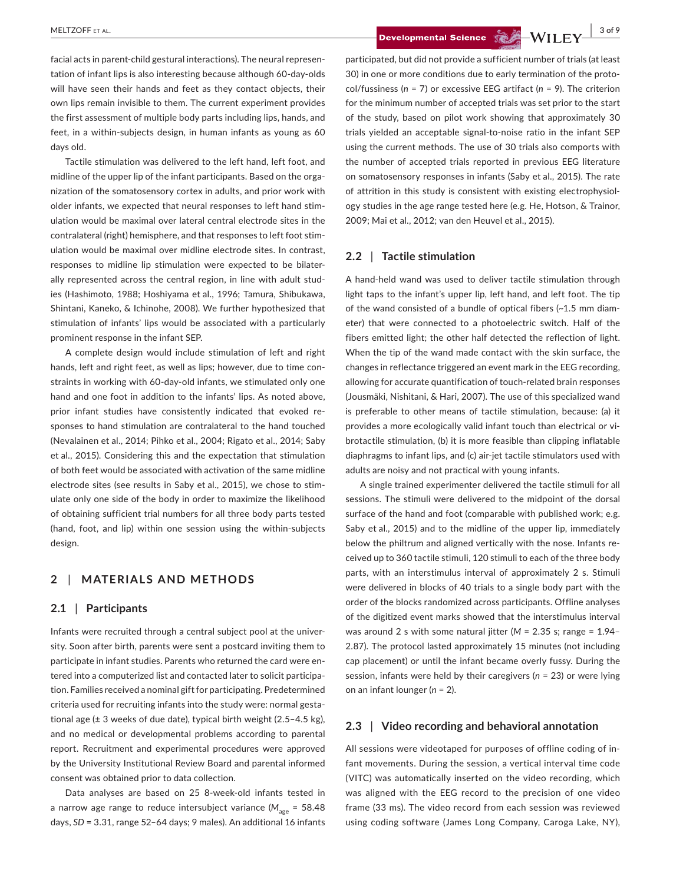facial acts in parent-child gestural interactions). The neural representation of infant lips is also interesting because although 60-day-olds will have seen their hands and feet as they contact objects, their own lips remain invisible to them. The current experiment provides the first assessment of multiple body parts including lips, hands, and feet, in a within-subjects design, in human infants as young as 60 days old.

Tactile stimulation was delivered to the left hand, left foot, and midline of the upper lip of the infant participants. Based on the organization of the somatosensory cortex in adults, and prior work with older infants, we expected that neural responses to left hand stimulation would be maximal over lateral central electrode sites in the contralateral (right) hemisphere, and that responses to left foot stimulation would be maximal over midline electrode sites. In contrast, responses to midline lip stimulation were expected to be bilaterally represented across the central region, in line with adult studies (Hashimoto, 1988; Hoshiyama et al., 1996; Tamura, Shibukawa, Shintani, Kaneko, & Ichinohe, 2008). We further hypothesized that stimulation of infants' lips would be associated with a particularly prominent response in the infant SEP.

A complete design would include stimulation of left and right hands, left and right feet, as well as lips; however, due to time constraints in working with 60-day-old infants, we stimulated only one hand and one foot in addition to the infants' lips. As noted above, prior infant studies have consistently indicated that evoked responses to hand stimulation are contralateral to the hand touched (Nevalainen et al., 2014; Pihko et al., 2004; Rigato et al., 2014; Saby et al., 2015). Considering this and the expectation that stimulation of both feet would be associated with activation of the same midline electrode sites (see results in Saby et al., 2015), we chose to stimulate only one side of the body in order to maximize the likelihood of obtaining sufficient trial numbers for all three body parts tested (hand, foot, and lip) within one session using the within-subjects design.

## 2 | MATERIALS AND METHODS

### 2.1 | Participants

Infants were recruited through a central subject pool at the university. Soon after birth, parents were sent a postcard inviting them to participate in infant studies. Parents who returned the card were entered into a computerized list and contacted later to solicit participation. Families received a nominal gift for participating. Predetermined criteria used for recruiting infants into the study were: normal gestational age (± 3 weeks of due date), typical birth weight (2.5–4.5 kg), and no medical or developmental problems according to parental report. Recruitment and experimental procedures were approved by the University Institutional Review Board and parental informed consent was obtained prior to data collection.

Data analyses are based on 25 8-week-old infants tested in a narrow age range to reduce intersubject variance ($M_{age}$ = 58.48 days, *SD* = 3.31, range 52–64 days; 9 males). An additional 16 infants participated, but did not provide a sufficient number of trials (at least 30) in one or more conditions due to early termination of the protocol/fussiness ($n = 7$) or excessive EEG artifact ($n = 9$). The criterion for the minimum number of accepted trials was set prior to the start of the study, based on pilot work showing that approximately 30 trials yielded an acceptable signal-to-noise ratio in the infant SEP using the current methods. The use of 30 trials also comports with the number of accepted trials reported in previous EEG literature on somatosensory responses in infants (Saby et al., 2015). The rate of attrition in this study is consistent with existing electrophysiology studies in the age range tested here (e.g. He, Hotson, & Trainor, 2009; Mai et al., 2012; van den Heuvel et al., 2015).

### 2.2 | Tactile stimulation

A hand-held wand was used to deliver tactile stimulation through light taps to the infant's upper lip, left hand, and left foot. The tip of the wand consisted of a bundle of optical fibers (~1.5 mm diameter) that were connected to a photoelectric switch. Half of the fibers emitted light; the other half detected the reflection of light. When the tip of the wand made contact with the skin surface, the changes in reflectance triggered an event mark in the EEG recording, allowing for accurate quantification of touch-related brain responses (Jousmäki, Nishitani, & Hari, 2007). The use of this specialized wand is preferable to other means of tactile stimulation, because: (a) it provides a more ecologically valid infant touch than electrical or vibrotactile stimulation, (b) it is more feasible than clipping inflatable diaphragms to infant lips, and (c) air-jet tactile stimulators used with adults are noisy and not practical with young infants.

A single trained experimenter delivered the tactile stimuli for all sessions. The stimuli were delivered to the midpoint of the dorsal surface of the hand and foot (comparable with published work; e.g. Saby et al., 2015) and to the midline of the upper lip, immediately below the philtrum and aligned vertically with the nose. Infants received up to 360 tactile stimuli, 120 stimuli to each of the three body parts, with an interstimulus interval of approximately 2 s. Stimuli were delivered in blocks of 40 trials to a single body part with the order of the blocks randomized across participants. Offline analyses of the digitized event marks showed that the interstimulus interval was around 2 s with some natural jitter (*M* = 2.35 s; range = 1.94–2.87). The protocol lasted approximately 15 minutes (not including cap placement) or until the infant became overly fussy. During the session, infants were held by their caregivers ($n = 23$) or were lying on an infant lounger ($n = 2$).

### 2.3 | Video recording and behavioral annotation

All sessions were videotaped for purposes of offline coding of infant movements. During the session, a vertical interval time code (VITC) was automatically inserted on the video recording, which was aligned with the EEG record to the precision of one video frame (33 ms). The video record from each session was reviewed using coding software (James Long Company, Caroga Lake, NY),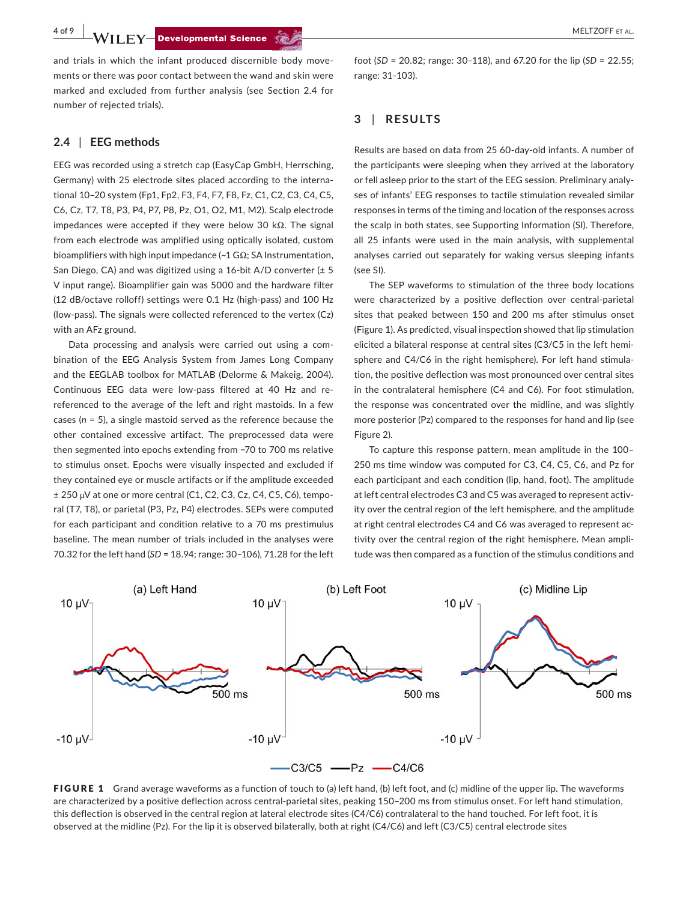and trials in which the infant produced discernible body movements or there was poor contact between the wand and skin were marked and excluded from further analysis (see Section 2.4 for number of rejected trials).

## 2.4 | EEG methods

EEG was recorded using a stretch cap (EasyCap GmbH, Herrsching, Germany) with 25 electrode sites placed according to the international 10–20 system (Fp1, Fp2, F3, F4, F7, F8, Fz, C1, C2, C3, C4, C5, C6, Cz, T7, T8, P3, P4, P7, P8, Pz, O1, O2, M1, M2). Scalp electrode impedances were accepted if they were below 30 kΩ. The signal from each electrode was amplified using optically isolated, custom bioamplifiers with high input impedance (~1 GΩ; SA Instrumentation, San Diego, CA) and was digitized using a 16-bit A/D converter (± 5 V input range). Bioamplifier gain was 5000 and the hardware filter (12 dB/octave rolloff) settings were 0.1 Hz (high-pass) and 100 Hz (low-pass). The signals were collected referenced to the vertex (Cz) with an AFz ground.

Data processing and analysis were carried out using a combination of the EEG Analysis System from James Long Company and the EEGLAB toolbox for MATLAB (Delorme & Makeig, 2004). Continuous EEG data were low-pass filtered at 40 Hz and re-referenced to the average of the left and right mastoids. In a few cases ($n$ = 5), a single mastoid served as the reference because the other contained excessive artifact. The preprocessed data were then segmented into epochs extending from −70 to 700 ms relative to stimulus onset. Epochs were visually inspected and excluded if they contained eye or muscle artifacts or if the amplitude exceeded ± 250 μV at one or more central (C1, C2, C3, Cz, C4, C5, C6), temporal (T7, T8), or parietal (P3, Pz, P4) electrodes. SEPs were computed for each participant and condition relative to a 70 ms prestimulus baseline. The mean number of trials included in the analyses were 70.32 for the left hand (*SD* = 18.94; range: 30–106), 71.28 for the left foot (*SD* = 20.82; range: 30–118), and 67.20 for the lip (*SD* = 22.55; range: 31–103).

# 3 | RESULTS

Results are based on data from 25 60-day-old infants. A number of the participants were sleeping when they arrived at the laboratory or fell asleep prior to the start of the EEG session. Preliminary analyses of infants' EEG responses to tactile stimulation revealed similar responses in terms of the timing and location of the responses across the scalp in both states, see Supporting Information (SI). Therefore, all 25 infants were used in the main analysis, with supplemental analyses carried out separately for waking versus sleeping infants (see SI).

The SEP waveforms to stimulation of the three body locations were characterized by a positive deflection over central-parietal sites that peaked between 150 and 200 ms after stimulus onset (Figure 1). As predicted, visual inspection showed that lip stimulation elicited a bilateral response at central sites (C3/C5 in the left hemisphere and C4/C6 in the right hemisphere). For left hand stimulation, the positive deflection was most pronounced over central sites in the contralateral hemisphere (C4 and C6). For foot stimulation, the response was concentrated over the midline, and was slightly more posterior (Pz) compared to the responses for hand and lip (see Figure 2).

To capture this response pattern, mean amplitude in the 100–250 ms time window was computed for C3, C4, C5, C6, and Pz for each participant and each condition (lip, hand, foot). The amplitude at left central electrodes C3 and C5 was averaged to represent activity over the central region of the left hemisphere, and the amplitude at right central electrodes C4 and C6 was averaged to represent activity over the central region of the right hemisphere. Mean amplitude was then compared as a function of the stimulus conditions and

**FIGURE 1** Grand average waveforms as a function of touch to (a) left hand, (b) left foot, and (c) midline of the upper lip. The waveforms are characterized by a positive deflection across central-parietal sites, peaking 150–200 ms from stimulus onset. For left hand stimulation, this deflection is observed in the central region at lateral electrode sites (C4/C6) contralateral to the hand touched. For left foot, it is observed at the midline (Pz). For the lip it is observed bilaterally, both at right (C4/C6) and left (C3/C5) central electrode sites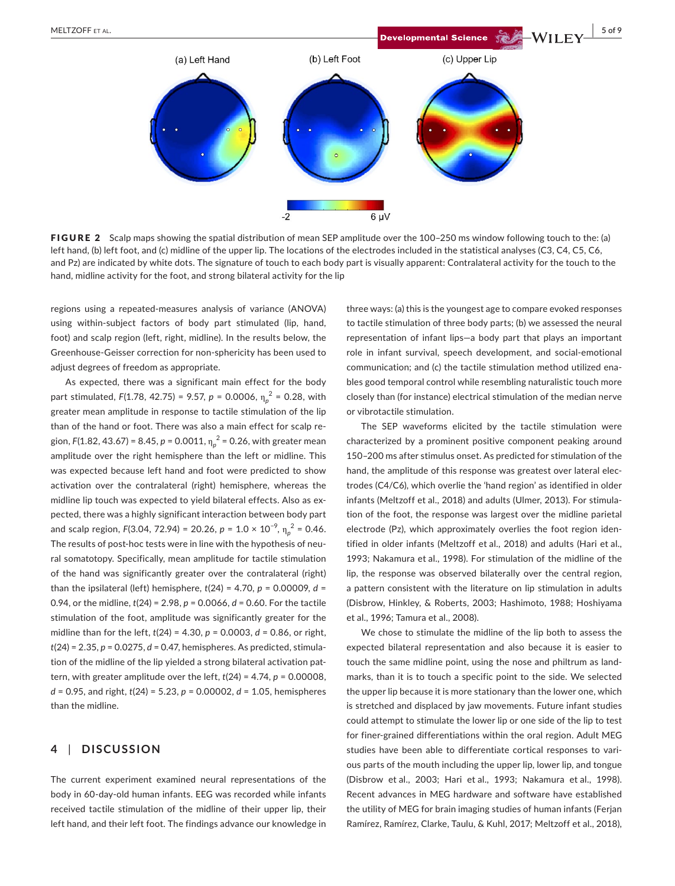FIGURE 2 Scalp maps showing the spatial distribution of mean SEP amplitude over the 100–250 ms window following touch to the: (a) left hand, (b) left foot, and (c) midline of the upper lip. The locations of the electrodes included in the statistical analyses (C3, C4, C5, C6, and Pz) are indicated by white dots. The signature of touch to each body part is visually apparent: Contralateral activity for the touch to the hand, midline activity for the foot, and strong bilateral activity for the lip

regions using a repeated-measures analysis of variance (ANOVA) using within-subject factors of body part stimulated (lip, hand, foot) and scalp region (left, right, midline). In the results below, the Greenhouse-Geisser correction for non-sphericity has been used to adjust degrees of freedom as appropriate.

As expected, there was a significant main effect for the body part stimulated, $F(1.78, 42.75) = 9.57$, $p = 0.0006$, $\eta_p^2 = 0.28$, with greater mean amplitude in response to tactile stimulation of the lip than of the hand or foot. There was also a main effect for scalp region, $F(1.82, 43.67) = 8.45$, $p = 0.0011$, $\eta_p^2 = 0.26$, with greater mean amplitude over the right hemisphere than the left or midline. This was expected because left hand and foot were predicted to show activation over the contralateral (right) hemisphere, whereas the midline lip touch was expected to yield bilateral effects. Also as expected, there was a highly significant interaction between body part and scalp region, $F(3.04, 72.94) = 20.26$, $p = 1.0 \times 10^{-9}$, $\eta_p^2 = 0.46$. The results of post-hoc tests were in line with the hypothesis of neural somatotopy. Specifically, mean amplitude for tactile stimulation of the hand was significantly greater over the contralateral (right) than the ipsilateral (left) hemisphere, $t(24) = 4.70$, $p = 0.00009$, $d = 0.94$, or the midline, $t(24) = 2.98$, $p = 0.0066$, $d = 0.60$. For the tactile stimulation of the foot, amplitude was significantly greater for the midline than for the left, $t(24) = 4.30$, $p = 0.0003$, $d = 0.86$, or right, $t(24) = 2.35$, $p = 0.0275$, $d = 0.47$, hemispheres. As predicted, stimulation of the midline of the lip yielded a strong bilateral activation pattern, with greater amplitude over the left, $t(24) = 4.74$, $p = 0.00008$, $d = 0.95$, and right, $t(24) = 5.23$, $p = 0.00002$, $d = 1.05$, hemispheres than the midline.

## 4 | DISCUSSION

The current experiment examined neural representations of the body in 60-day-old human infants. EEG was recorded while infants received tactile stimulation of the midline of their upper lip, their left hand, and their left foot. The findings advance our knowledge in three ways: (a) this is the youngest age to compare evoked responses to tactile stimulation of three body parts; (b) we assessed the neural representation of infant lips—a body part that plays an important role in infant survival, speech development, and social-emotional communication; and (c) the tactile stimulation method utilized enables good temporal control while resembling naturalistic touch more closely than (for instance) electrical stimulation of the median nerve or vibrotactile stimulation.

The SEP waveforms elicited by the tactile stimulation were characterized by a prominent positive component peaking around 150–200 ms after stimulus onset. As predicted for stimulation of the hand, the amplitude of this response was greatest over lateral electrodes (C4/C6), which overlie the 'hand region' as identified in older infants (Meltzoff et al., 2018) and adults (Ulmer, 2013). For stimulation of the foot, the response was largest over the midline parietal electrode (Pz), which approximately overlies the foot region identified in older infants (Meltzoff et al., 2018) and adults (Hari et al., 1993; Nakamura et al., 1998). For stimulation of the midline of the lip, the response was observed bilaterally over the central region, a pattern consistent with the literature on lip stimulation in adults (Disbrow, Hinkley, & Roberts, 2003; Hashimoto, 1988; Hoshiyama et al., 1996; Tamura et al., 2008).

We chose to stimulate the midline of the lip both to assess the expected bilateral representation and also because it is easier to touch the same midline point, using the nose and philtrum as landmarks, than it is to touch a specific point to the side. We selected the upper lip because it is more stationary than the lower one, which is stretched and displaced by jaw movements. Future infant studies could attempt to stimulate the lower lip or one side of the lip to test for finer-grained differentiations within the oral region. Adult MEG studies have been able to differentiate cortical responses to various parts of the mouth including the upper lip, lower lip, and tongue (Disbrow et al., 2003; Hari et al., 1993; Nakamura et al., 1998). Recent advances in MEG hardware and software have established the utility of MEG for brain imaging studies of human infants (Ferjan Ramírez, Ramírez, Clarke, Taulu, & Kuhl, 2017; Meltzoff et al., 2018),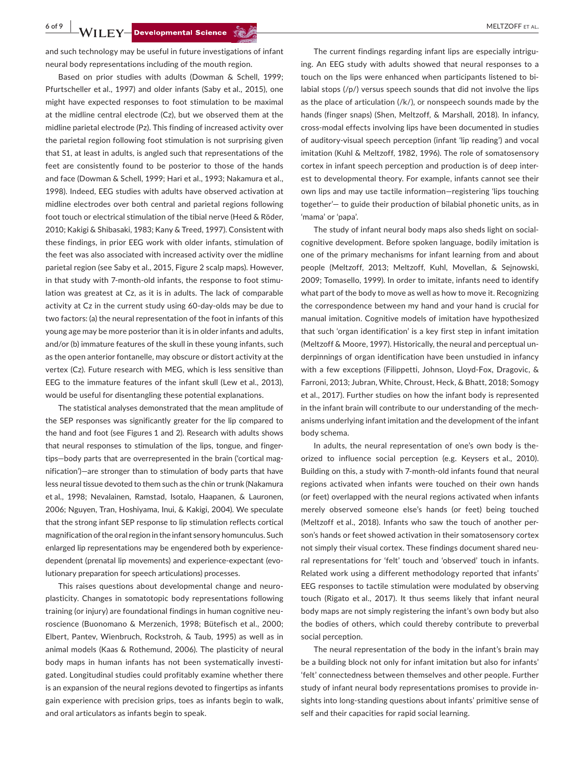and such technology may be useful in future investigations of infant neural body representations including of the mouth region.

Based on prior studies with adults (Dowman & Schell, 1999; Pfurtscheller et al., 1997) and older infants (Saby et al., 2015), one might have expected responses to foot stimulation to be maximal at the midline central electrode (Cz), but we observed them at the midline parietal electrode (Pz). This finding of increased activity over the parietal region following foot stimulation is not surprising given that S1, at least in adults, is angled such that representations of the feet are consistently found to be posterior to those of the hands and face (Dowman & Schell, 1999; Hari et al., 1993; Nakamura et al., 1998). Indeed, EEG studies with adults have observed activation at midline electrodes over both central and parietal regions following foot touch or electrical stimulation of the tibial nerve (Heed & Röder, 2010; Kakigi & Shibasaki, 1983; Kany & Treed, 1997). Consistent with these findings, in prior EEG work with older infants, stimulation of the feet was also associated with increased activity over the midline parietal region (see Saby et al., 2015, Figure 2 scalp maps). However, in that study with 7-month-old infants, the response to foot stimulation was greatest at Cz, as it is in adults. The lack of comparable activity at Cz in the current study using 60-day-olds may be due to two factors: (a) the neural representation of the foot in infants of this young age may be more posterior than it is in older infants and adults, and/or (b) immature features of the skull in these young infants, such as the open anterior fontanelle, may obscure or distort activity at the vertex (Cz). Future research with MEG, which is less sensitive than EEG to the immature features of the infant skull (Lew et al., 2013), would be useful for disentangling these potential explanations.

The statistical analyses demonstrated that the mean amplitude of the SEP responses was significantly greater for the lip compared to the hand and foot (see Figures 1 and 2). Research with adults shows that neural responses to stimulation of the lips, tongue, and fingertips—body parts that are overrepresented in the brain ('cortical magnification')—are stronger than to stimulation of body parts that have less neural tissue devoted to them such as the chin or trunk (Nakamura et al., 1998; Nevalainen, Ramstad, Isotalo, Haapanen, & Lauronen, 2006; Nguyen, Tran, Hoshiyama, Inui, & Kakigi, 2004). We speculate that the strong infant SEP response to lip stimulation reflects cortical magnification of the oral region in the infant sensory homunculus. Such enlarged lip representations may be engendered both by experience-dependent (prenatal lip movements) and experience-expectant (evolutionary preparation for speech articulations) processes.

This raises questions about developmental change and neuroplasticity. Changes in somatotopic body representations following training (or injury) are foundational findings in human cognitive neuroscience (Buonomano & Merzenich, 1998; Bütefisch et al., 2000; Elbert, Pantev, Wienbruch, Rockstroh, & Taub, 1995) as well as in animal models (Kaas & Rothemund, 2006). The plasticity of neural body maps in human infants has not been systematically investigated. Longitudinal studies could profitably examine whether there is an expansion of the neural regions devoted to fingertips as infants gain experience with precision grips, toes as infants begin to walk, and oral articulators as infants begin to speak.

The current findings regarding infant lips are especially intriguing. An EEG study with adults showed that neural responses to a touch on the lips were enhanced when participants listened to bilabial stops (/p/) versus speech sounds that did not involve the lips as the place of articulation (/k/), or nonspeech sounds made by the hands (finger snaps) (Shen, Meltzoff, & Marshall, 2018). In infancy, cross-modal effects involving lips have been documented in studies of auditory-visual speech perception (infant 'lip reading') and vocal imitation (Kuhl & Meltzoff, 1982, 1996). The role of somatosensory cortex in infant speech perception and production is of deep interest to developmental theory. For example, infants cannot see their own lips and may use tactile information—registering 'lips touching together'— to guide their production of bilabial phonetic units, as in 'mama' or 'papa'.

The study of infant neural body maps also sheds light on social-cognitive development. Before spoken language, bodily imitation is one of the primary mechanisms for infant learning from and about people (Meltzoff, 2013; Meltzoff, Kuhl, Movellan, & Sejnowski, 2009; Tomasello, 1999). In order to imitate, infants need to identify what part of the body to move as well as how to move it. Recognizing the correspondence between my hand and your hand is crucial for manual imitation. Cognitive models of imitation have hypothesized that such 'organ identification' is a key first step in infant imitation (Meltzoff & Moore, 1997). Historically, the neural and perceptual underpinnings of organ identification have been unstudied in infancy with a few exceptions (Filippetti, Johnson, Lloyd-Fox, Dragovic, & Farroni, 2013; Jubran, White, Chrout, Heck, & Bhatt, 2018; Somogy et al., 2017). Further studies on how the infant body is represented in the infant brain will contribute to our understanding of the mechanisms underlying infant imitation and the development of the infant body schema.

In adults, the neural representation of one's own body is theorized to influence social perception (e.g. Keysers et al., 2010). Building on this, a study with 7-month-old infants found that neural regions activated when infants were touched on their own hands (or feet) overlapped with the neural regions activated when infants merely observed someone else's hands (or feet) being touched (Meltzoff et al., 2018). Infants who saw the touch of another person's hands or feet showed activation in their somatosensory cortex not simply their visual cortex. These findings document shared neural representations for 'felt' touch and 'observed' touch in infants. Related work using a different methodology reported that infants' EEG responses to tactile stimulation were modulated by observing touch (Rigato et al., 2017). It thus seems likely that infant neural body maps are not simply registering the infant's own body but also the bodies of others, which could thereby contribute to preverbal social perception.

The neural representation of the body in the infant's brain may be a building block not only for infant imitation but also for infants' 'felt' connectedness between themselves and other people. Further study of infant neural body representations promises to provide insights into long-standing questions about infants' primitive sense of self and their capacities for rapid social learning.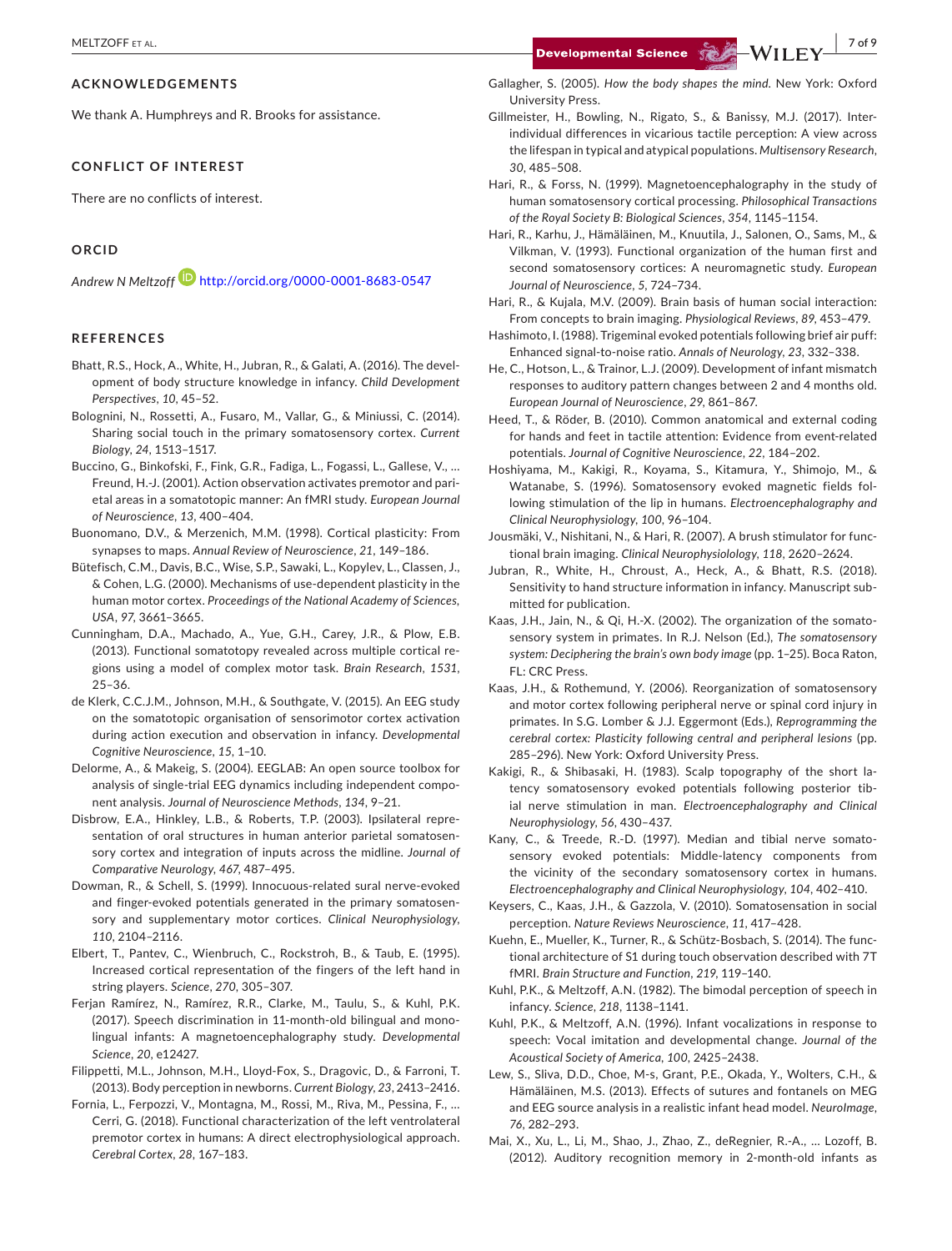## ACKNOWLEDGEMENTS

We thank A. Humphreys and R. Brooks for assistance.

## CONFLICT OF INTEREST

There are no conflicts of interest.

## ORCID

*Andrew N Meltzoff* http://orcid.org/0000-0001-8683-0547

## REFERENCES

Bhatt, R.S., Hock, A., White, H., Jubran, R., & Galati, A. (2016). The development of body structure knowledge in infancy. *Child Development Perspectives*, *10*, 45–52.

Bolognini, N., Rossetti, A., Fusaro, M., Vallar, G., & Miniussi, C. (2014). Sharing social touch in the primary somatosensory cortex. *Current Biology*, *24*, 1513–1517.

Buccino, G., Binkofski, F., Fink, G.R., Fadiga, L., Fogassi, L., Gallese, V., … Freund, H.-J. (2001). Action observation activates premotor and parietal areas in a somatotopic manner: An fMRI study. *European Journal of Neuroscience*, *13*, 400–404.

Buonomano, D.V., & Merzenich, M.M. (1998). Cortical plasticity: From synapses to maps. *Annual Review of Neuroscience*, *21*, 149–186.

Bütefisch, C.M., Davis, B.C., Wise, S.P., Sawaki, L., Kopylev, L., Classen, J., & Cohen, L.G. (2000). Mechanisms of use-dependent plasticity in the human motor cortex. *Proceedings of the National Academy of Sciences, USA*, *97*, 3661–3665.

Cunningham, D.A., Machado, A., Yue, G.H., Carey, J.R., & Plow, E.B. (2013). Functional somatotopy revealed across multiple cortical regions using a model of complex motor task. *Brain Research*, *1531*, 25–36.

de Klerk, C.C.J.M., Johnson, M.H., & Southgate, V. (2015). An EEG study on the somatotopic organisation of sensorimotor cortex activation during action execution and observation in infancy. *Developmental Cognitive Neuroscience*, *15*, 1–10.

Delorme, A., & Makeig, S. (2004). EEGLAB: An open source toolbox for analysis of single-trial EEG dynamics including independent component analysis. *Journal of Neuroscience Methods*, *134*, 9–21.

Disbrow, E.A., Hinkley, L.B., & Roberts, T.P. (2003). Ipsilateral representation of oral structures in human anterior parietal somatosensory cortex and integration of inputs across the midline. *Journal of Comparative Neurology*, *467*, 487–495.

Dowman, R., & Schell, S. (1999). Innocuous-related sural nerve-evoked and finger-evoked potentials generated in the primary somatosensory and supplementary motor cortices. *Clinical Neurophysiology*, *110*, 2104–2116.

Elbert, T., Pantev, C., Wienbruch, C., Rockstroh, B., & Taub, E. (1995). Increased cortical representation of the fingers of the left hand in string players. *Science*, *270*, 305–307.

Ferjan Ramírez, N., Ramírez, R.R., Clarke, M., Taulu, S., & Kuhl, P.K. (2017). Speech discrimination in 11-month-old bilingual and monolingual infants: A magnetoencephalography study. *Developmental Science*, *20*, e12427.

Filippetti, M.L., Johnson, M.H., Lloyd-Fox, S., Dragovic, D., & Farroni, T. (2013). Body perception in newborns. *Current Biology*, *23*, 2413–2416.

Fornia, L., Ferpozzi, V., Montagna, M., Rossi, M., Riva, M., Pessina, F., … Cerri, G. (2018). Functional characterization of the left ventrolateral premotor cortex in humans: A direct electrophysiological approach. *Cerebral Cortex*, *28*, 167–183.

Gallagher, S. (2005). *How the body shapes the mind*. New York: Oxford University Press.

Gillmeister, H., Bowling, N., Rigato, S., & Banissy, M.J. (2017). Inter-individual differences in vicarious tactile perception: A view across the lifespan in typical and atypical populations. *Multisensory Research*, *30*, 485–508.

Hari, R., & Forss, N. (1999). Magnetoencephalography in the study of human somatosensory cortical processing. *Philosophical Transactions of the Royal Society B: Biological Sciences*, *354*, 1145–1154.

Hari, R., Karhu, J., Hämäläinen, M., Knuutila, J., Salonen, O., Sams, M., & Vilkman, V. (1993). Functional organization of the human first and second somatosensory cortices: A neuromagnetic study. *European Journal of Neuroscience*, *5*, 724–734.

Hari, R., & Kujala, M.V. (2009). Brain basis of human social interaction: From concepts to brain imaging. *Physiological Reviews*, *89*, 453–479.

Hashimoto, I. (1988). Trigeminal evoked potentials following brief air puff: Enhanced signal-to-noise ratio. *Annals of Neurology*, *23*, 332–338.

He, C., Hotson, L., & Trainor, L.J. (2009). Development of infant mismatch responses to auditory pattern changes between 2 and 4 months old. *European Journal of Neuroscience*, *29*, 861–867.

Heed, T., & Röder, B. (2010). Common anatomical and external coding for hands and feet in tactile attention: Evidence from event-related potentials. *Journal of Cognitive Neuroscience*, *22*, 184–202.

Hoshiyama, M., Kakigi, R., Koyama, S., Kitamura, Y., Shimojo, M., & Watanabe, S. (1996). Somatosensory evoked magnetic fields following stimulation of the lip in humans. *Electroencephalography and Clinical Neurophysiology*, *100*, 96–104.

Jousmäki, V., Nishitani, N., & Hari, R. (2007). A brush stimulator for functional brain imaging. *Clinical Neurophysiolology*, *118*, 2620–2624.

Jubran, R., White, H., Chroust, A., Heck, A., & Bhatt, R.S. (2018). Sensitivity to hand structure information in infancy. Manuscript submitted for publication.

Kaas, J.H., Jain, N., & Qi, H.-X. (2002). The organization of the somatosensory system in primates. In R.J. Nelson (Ed.), *The somatosensory system: Deciphering the brain's own body image* (pp. 1–25). Boca Raton, FL: CRC Press.

Kaas, J.H., & Rothemund, Y. (2006). Reorganization of somatosensory and motor cortex following peripheral nerve or spinal cord injury in primates. In S.G. Lomber & J.J. Eggermont (Eds.), *Reprogramming the cerebral cortex: Plasticity following central and peripheral lesions* (pp. 285–296). New York: Oxford University Press.

Kakigi, R., & Shibasaki, H. (1983). Scalp topography of the short latency somatosensory evoked potentials following posterior tibial nerve stimulation in man. *Electroencephalography and Clinical Neurophysiology*, *56*, 430–437.

Kany, C., & Treede, R.-D. (1997). Median and tibial nerve somatosensory evoked potentials: Middle-latency components from the vicinity of the secondary somatosensory cortex in humans. *Electroencephalography and Clinical Neurophysiology*, *104*, 402–410.

Keysers, C., Kaas, J.H., & Gazzola, V. (2010). Somatosensation in social perception. *Nature Reviews Neuroscience*, *11*, 417–428.

Kuehn, E., Mueller, K., Turner, R., & Schütz-Bosbach, S. (2014). The functional architecture of S1 during touch observation described with 7T fMRI. *Brain Structure and Function*, *219*, 119–140.

Kuhl, P.K., & Meltzoff, A.N. (1982). The bimodal perception of speech in infancy. *Science*, *218*, 1138–1141.

Kuhl, P.K., & Meltzoff, A.N. (1996). Infant vocalizations in response to speech: Vocal imitation and developmental change. *Journal of the Acoustical Society of America*, *100*, 2425–2438.

Lew, S., Sliva, D.D., Choe, M-s, Grant, P.E., Okada, Y., Wolters, C.H., & Hämäläinen, M.S. (2013). Effects of sutures and fontanels on MEG and EEG source analysis in a realistic infant head model. *NeuroImage*, *76*, 282–293.

Mai, X., Xu, L., Li, M., Shao, J., Zhao, Z., deRegnier, R.-A., … Lozoff, B. (2012). Auditory recognition memory in 2-month-old infants as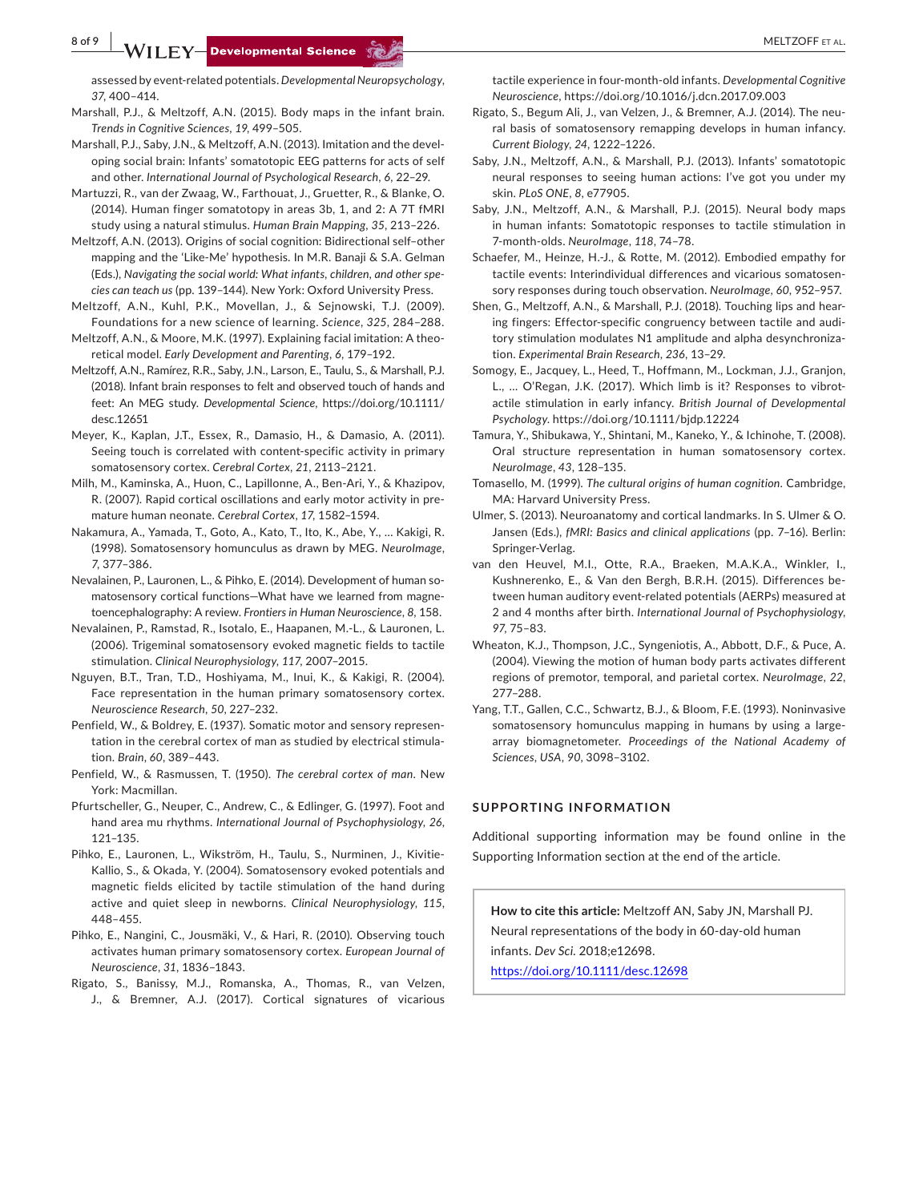assessed by event-related potentials. *Developmental Neuropsychology*, *37*, 400–414.

Marshall, P.J., & Meltzoff, A.N. (2015). Body maps in the infant brain. *Trends in Cognitive Sciences*, *19*, 499–505.

Marshall, P.J., Saby, J.N., & Meltzoff, A.N. (2013). Imitation and the developing social brain: Infants' somatotopic EEG patterns for acts of self and other. *International Journal of Psychological Research*, *6*, 22–29.

Martuzzi, R., van der Zwaag, W., Farthouat, J., Gruetter, R., & Blanke, O. (2014). Human finger somatotopy in areas 3b, 1, and 2: A 7T fMRI study using a natural stimulus. *Human Brain Mapping*, *35*, 213–226.

Meltzoff, A.N. (2013). Origins of social cognition: Bidirectional self–other mapping and the 'Like-Me' hypothesis. In M.R. Banaji & S.A. Gelman (Eds.), *Navigating the social world: What infants, children, and other species can teach us* (pp. 139–144). New York: Oxford University Press.

Meltzoff, A.N., Kuhl, P.K., Movellan, J., & Sejnowski, T.J. (2009). Foundations for a new science of learning. *Science*, *325*, 284–288.

Meltzoff, A.N., & Moore, M.K. (1997). Explaining facial imitation: A theoretical model. *Early Development and Parenting*, *6*, 179–192.

Meltzoff, A.N., Ramírez, R.R., Saby, J.N., Larson, E., Taulu, S., & Marshall, P.J. (2018). Infant brain responses to felt and observed touch of hands and feet: An MEG study. *Developmental Science*, https://doi.org/10.1111/desc.12651

Meyer, K., Kaplan, J.T., Essex, R., Damasio, H., & Damasio, A. (2011). Seeing touch is correlated with content-specific activity in primary somatosensory cortex. *Cerebral Cortex*, *21*, 2113–2121.

Milh, M., Kaminska, A., Huon, C., Lapillonne, A., Ben-Ari, Y., & Khazipov, R. (2007). Rapid cortical oscillations and early motor activity in premature human neonate. *Cerebral Cortex*, *17*, 1582–1594.

Nakamura, A., Yamada, T., Goto, A., Kato, T., Ito, K., Abe, Y., … Kakigi, R. (1998). Somatosensory homunculus as drawn by MEG. *NeuroImage*, *7*, 377–386.

Nevalainen, P., Lauronen, L., & Pihko, E. (2014). Development of human somatosensory cortical functions—What have we learned from magnetoencephalography: A review. *Frontiers in Human Neuroscience*, *8*, 158.

Nevalainen, P., Ramstad, R., Isotalo, E., Haapanen, M.-L., & Lauronen, L. (2006). Trigeminal somatosensory evoked magnetic fields to tactile stimulation. *Clinical Neurophysiology*, *117*, 2007–2015.

Nguyen, B.T., Tran, T.D., Hoshiyama, M., Inui, K., & Kakigi, R. (2004). Face representation in the human primary somatosensory cortex. *Neuroscience Research*, *50*, 227–232.

Penfield, W., & Boldrey, E. (1937). Somatic motor and sensory representation in the cerebral cortex of man as studied by electrical stimulation. *Brain*, *60*, 389–443.

Penfield, W., & Rasmussen, T. (1950). *The cerebral cortex of man*. New York: Macmillan.

Pfurtscheller, G., Neuper, C., Andrew, C., & Edlinger, G. (1997). Foot and hand area mu rhythms. *International Journal of Psychophysiology*, *26*, 121–135.

Pihko, E., Lauronen, L., Wikström, H., Taulu, S., Nurminen, J., Kivitie-Kallio, S., & Okada, Y. (2004). Somatosensory evoked potentials and magnetic fields elicited by tactile stimulation of the hand during active and quiet sleep in newborns. *Clinical Neurophysiology*, *115*, 448–455.

Pihko, E., Nangini, C., Jousmäki, V., & Hari, R. (2010). Observing touch activates human primary somatosensory cortex. *European Journal of Neuroscience*, *31*, 1836–1843.

Rigato, S., Banissy, M.J., Romanska, A., Thomas, R., van Velzen, J., & Bremner, A.J. (2017). Cortical signatures of vicarious tactile experience in four-month-old infants. *Developmental Cognitive Neuroscience*, https://doi.org/10.1016/j.dcn.2017.09.003

Rigato, S., Begum Ali, J., van Velzen, J., & Bremner, A.J. (2014). The neural basis of somatosensory remapping develops in human infancy. *Current Biology*, *24*, 1222–1226.

Saby, J.N., Meltzoff, A.N., & Marshall, P.J. (2013). Infants' somatotopic neural responses to seeing human actions: I've got you under my skin. *PLoS ONE*, *8*, e77905.

Saby, J.N., Meltzoff, A.N., & Marshall, P.J. (2015). Neural body maps in human infants: Somatotopic responses to tactile stimulation in 7-month-olds. *NeuroImage*, *118*, 74–78.

Schaefer, M., Heinze, H.-J., & Rotte, M. (2012). Embodied empathy for tactile events: Interindividual differences and vicarious somatosensory responses during touch observation. *NeuroImage*, *60*, 952–957.

Shen, G., Meltzoff, A.N., & Marshall, P.J. (2018). Touching lips and hearing fingers: Effector-specific congruency between tactile and auditory stimulation modulates N1 amplitude and alpha desynchronization. *Experimental Brain Research*, *236*, 13–29.

Somogy, E., Jacquey, L., Heed, T., Hoffmann, M., Lockman, J.J., Granjon, L., … O'Regan, J.K. (2017). Which limb is it? Responses to vibrotactile stimulation in early infancy. *British Journal of Developmental Psychology*. https://doi.org/10.1111/bjdp.12224

Tamura, Y., Shibukawa, Y., Shintani, M., Kaneko, Y., & Ichinohe, T. (2008). Oral structure representation in human somatosensory cortex. *NeuroImage*, *43*, 128–135.

Tomasello, M. (1999). *The cultural origins of human cognition*. Cambridge, MA: Harvard University Press.

Ulmer, S. (2013). Neuroanatomy and cortical landmarks. In S. Ulmer & O. Jansen (Eds.), *fMRI: Basics and clinical applications* (pp. 7–16). Berlin: Springer-Verlag.

van den Heuvel, M.I., Otte, R.A., Braeken, M.A.K.A., Winkler, I., Kushnerenko, E., & Van den Bergh, B.R.H. (2015). Differences between human auditory event-related potentials (AERPs) measured at 2 and 4 months after birth. *International Journal of Psychophysiology*, *97*, 75–83.

Wheaton, K.J., Thompson, J.C., Syngeniotis, A., Abbott, D.F., & Puce, A. (2004). Viewing the motion of human body parts activates different regions of premotor, temporal, and parietal cortex. *NeuroImage*, *22*, 277–288.

Yang, T.T., Gallen, C.C., Schwartz, B.J., & Bloom, F.E. (1993). Noninvasive somatosensory homunculus mapping in humans by using a large-array biomagnetometer. *Proceedings of the National Academy of Sciences, USA*, *90*, 3098–3102.

## SUPPORTING INFORMATION

Additional supporting information may be found online in the Supporting Information section at the end of the article.

**How to cite this article:** Meltzoff AN, Saby JN, Marshall PJ. Neural representations of the body in 60-day-old human infants. *Dev Sci*. 2018;e12698. https://doi.org/10.1111/desc.12698